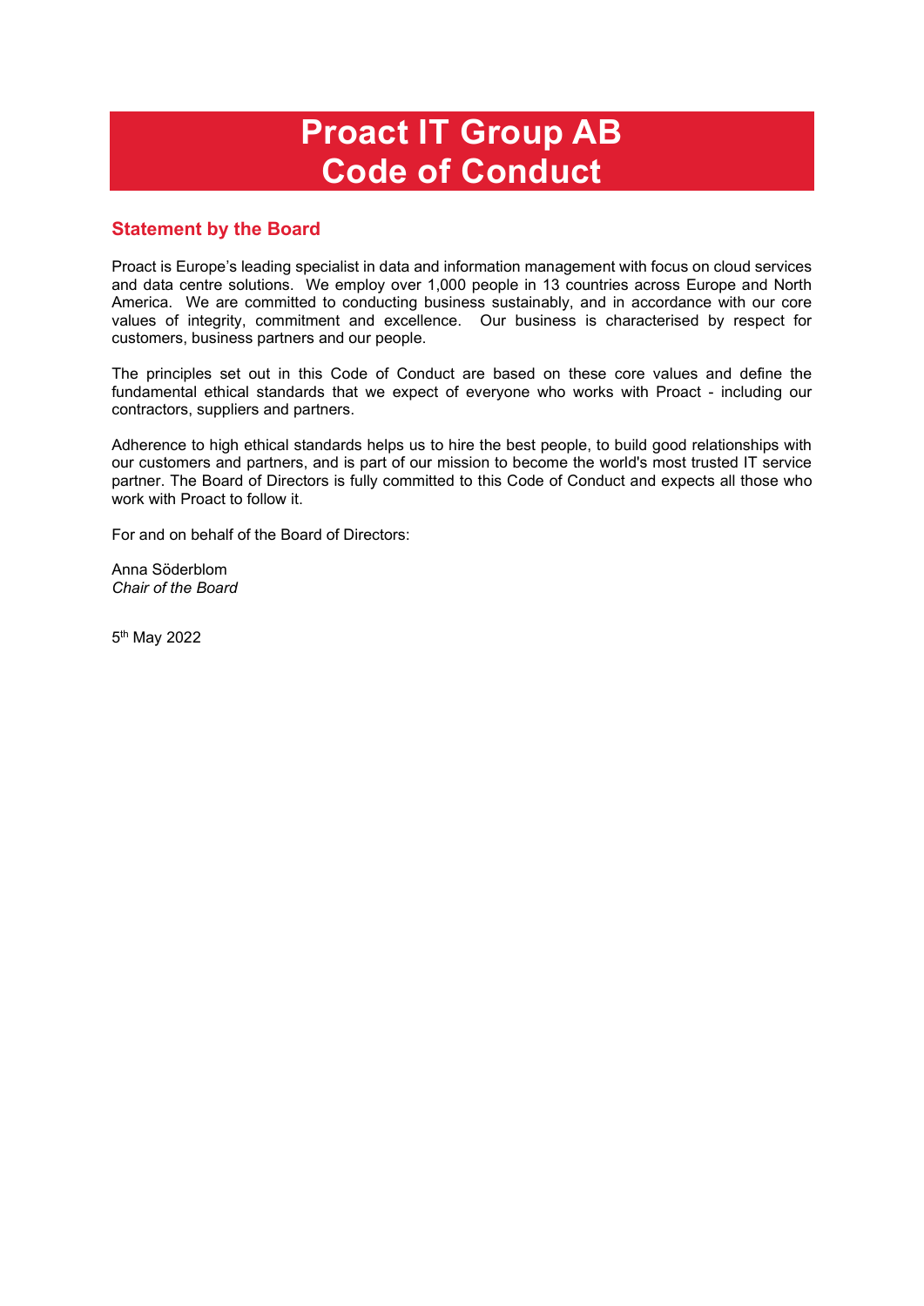# Proact IT Group AB
# Code of Conduct

## Statement by the Board

Proact is Europe's leading specialist in data and information management with focus on cloud services and data centre solutions. We employ over 1,000 people in 13 countries across Europe and North America. We are committed to conducting business sustainably, and in accordance with our core values of integrity, commitment and excellence. Our business is characterised by respect for customers, business partners and our people.

The principles set out in this Code of Conduct are based on these core values and define the fundamental ethical standards that we expect of everyone who works with Proact - including our contractors, suppliers and partners.

Adherence to high ethical standards helps us to hire the best people, to build good relationships with our customers and partners, and is part of our mission to become the world's most trusted IT service partner. The Board of Directors is fully committed to this Code of Conduct and expects all those who work with Proact to follow it.

For and on behalf of the Board of Directors:

Anna Söderblom
*Chair of the Board*

5th May 2022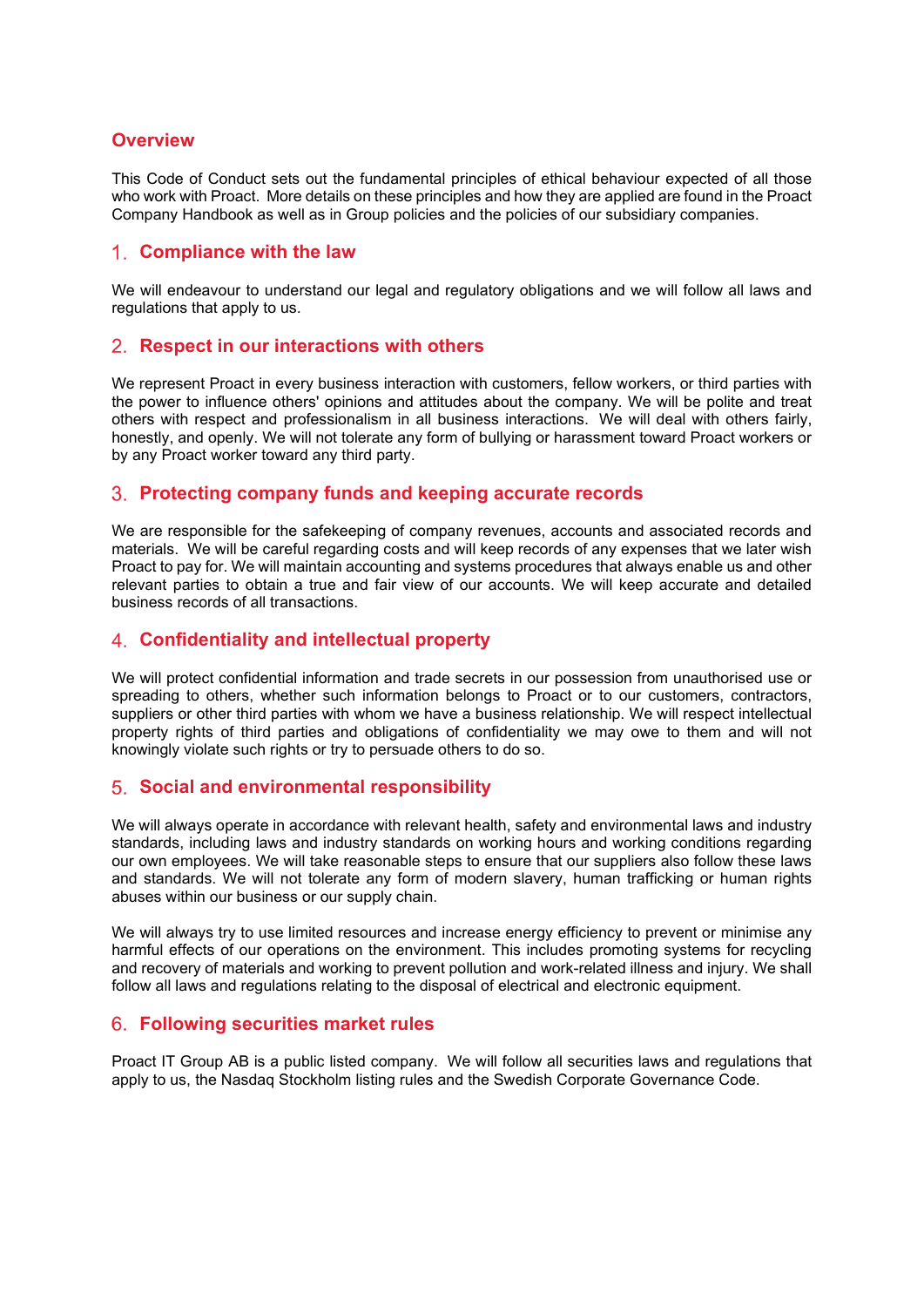## Overview

This Code of Conduct sets out the fundamental principles of ethical behaviour expected of all those who work with Proact. More details on these principles and how they are applied are found in the Proact Company Handbook as well as in Group policies and the policies of our subsidiary companies.

## 1. Compliance with the law

We will endeavour to understand our legal and regulatory obligations and we will follow all laws and regulations that apply to us.

## 2. Respect in our interactions with others

We represent Proact in every business interaction with customers, fellow workers, or third parties with the power to influence others' opinions and attitudes about the company. We will be polite and treat others with respect and professionalism in all business interactions. We will deal with others fairly, honestly, and openly. We will not tolerate any form of bullying or harassment toward Proact workers or by any Proact worker toward any third party.

## 3. Protecting company funds and keeping accurate records

We are responsible for the safekeeping of company revenues, accounts and associated records and materials. We will be careful regarding costs and will keep records of any expenses that we later wish Proact to pay for. We will maintain accounting and systems procedures that always enable us and other relevant parties to obtain a true and fair view of our accounts. We will keep accurate and detailed business records of all transactions.

## 4. Confidentiality and intellectual property

We will protect confidential information and trade secrets in our possession from unauthorised use or spreading to others, whether such information belongs to Proact or to our customers, contractors, suppliers or other third parties with whom we have a business relationship. We will respect intellectual property rights of third parties and obligations of confidentiality we may owe to them and will not knowingly violate such rights or try to persuade others to do so.

## 5. Social and environmental responsibility

We will always operate in accordance with relevant health, safety and environmental laws and industry standards, including laws and industry standards on working hours and working conditions regarding our own employees. We will take reasonable steps to ensure that our suppliers also follow these laws and standards. We will not tolerate any form of modern slavery, human trafficking or human rights abuses within our business or our supply chain.

We will always try to use limited resources and increase energy efficiency to prevent or minimise any harmful effects of our operations on the environment. This includes promoting systems for recycling and recovery of materials and working to prevent pollution and work-related illness and injury. We shall follow all laws and regulations relating to the disposal of electrical and electronic equipment.

## 6. Following securities market rules

Proact IT Group AB is a public listed company. We will follow all securities laws and regulations that apply to us, the Nasdaq Stockholm listing rules and the Swedish Corporate Governance Code.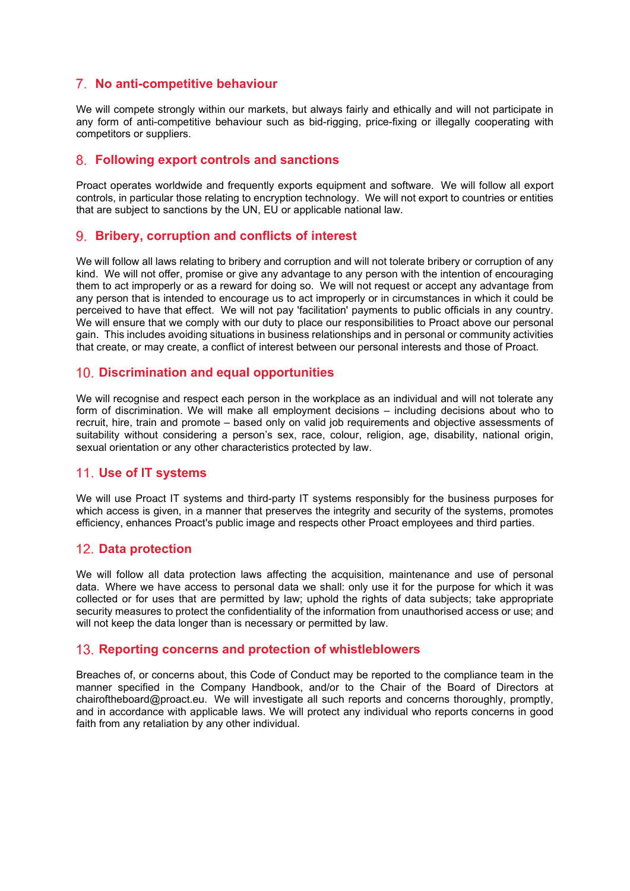## 7. No anti-competitive behaviour

We will compete strongly within our markets, but always fairly and ethically and will not participate in any form of anti-competitive behaviour such as bid-rigging, price-fixing or illegally cooperating with competitors or suppliers.

## 8. Following export controls and sanctions

Proact operates worldwide and frequently exports equipment and software. We will follow all export controls, in particular those relating to encryption technology. We will not export to countries or entities that are subject to sanctions by the UN, EU or applicable national law.

## 9. Bribery, corruption and conflicts of interest

We will follow all laws relating to bribery and corruption and will not tolerate bribery or corruption of any kind. We will not offer, promise or give any advantage to any person with the intention of encouraging them to act improperly or as a reward for doing so. We will not request or accept any advantage from any person that is intended to encourage us to act improperly or in circumstances in which it could be perceived to have that effect. We will not pay 'facilitation' payments to public officials in any country. We will ensure that we comply with our duty to place our responsibilities to Proact above our personal gain. This includes avoiding situations in business relationships and in personal or community activities that create, or may create, a conflict of interest between our personal interests and those of Proact.

## 10. Discrimination and equal opportunities

We will recognise and respect each person in the workplace as an individual and will not tolerate any form of discrimination. We will make all employment decisions – including decisions about who to recruit, hire, train and promote – based only on valid job requirements and objective assessments of suitability without considering a person's sex, race, colour, religion, age, disability, national origin, sexual orientation or any other characteristics protected by law.

## 11. Use of IT systems

We will use Proact IT systems and third-party IT systems responsibly for the business purposes for which access is given, in a manner that preserves the integrity and security of the systems, promotes efficiency, enhances Proact's public image and respects other Proact employees and third parties.

## 12. Data protection

We will follow all data protection laws affecting the acquisition, maintenance and use of personal data. Where we have access to personal data we shall: only use it for the purpose for which it was collected or for uses that are permitted by law; uphold the rights of data subjects; take appropriate security measures to protect the confidentiality of the information from unauthorised access or use; and will not keep the data longer than is necessary or permitted by law.

## 13. Reporting concerns and protection of whistleblowers

Breaches of, or concerns about, this Code of Conduct may be reported to the compliance team in the manner specified in the Company Handbook, and/or to the Chair of the Board of Directors at chairoftheboard@proact.eu. We will investigate all such reports and concerns thoroughly, promptly, and in accordance with applicable laws. We will protect any individual who reports concerns in good faith from any retaliation by any other individual.